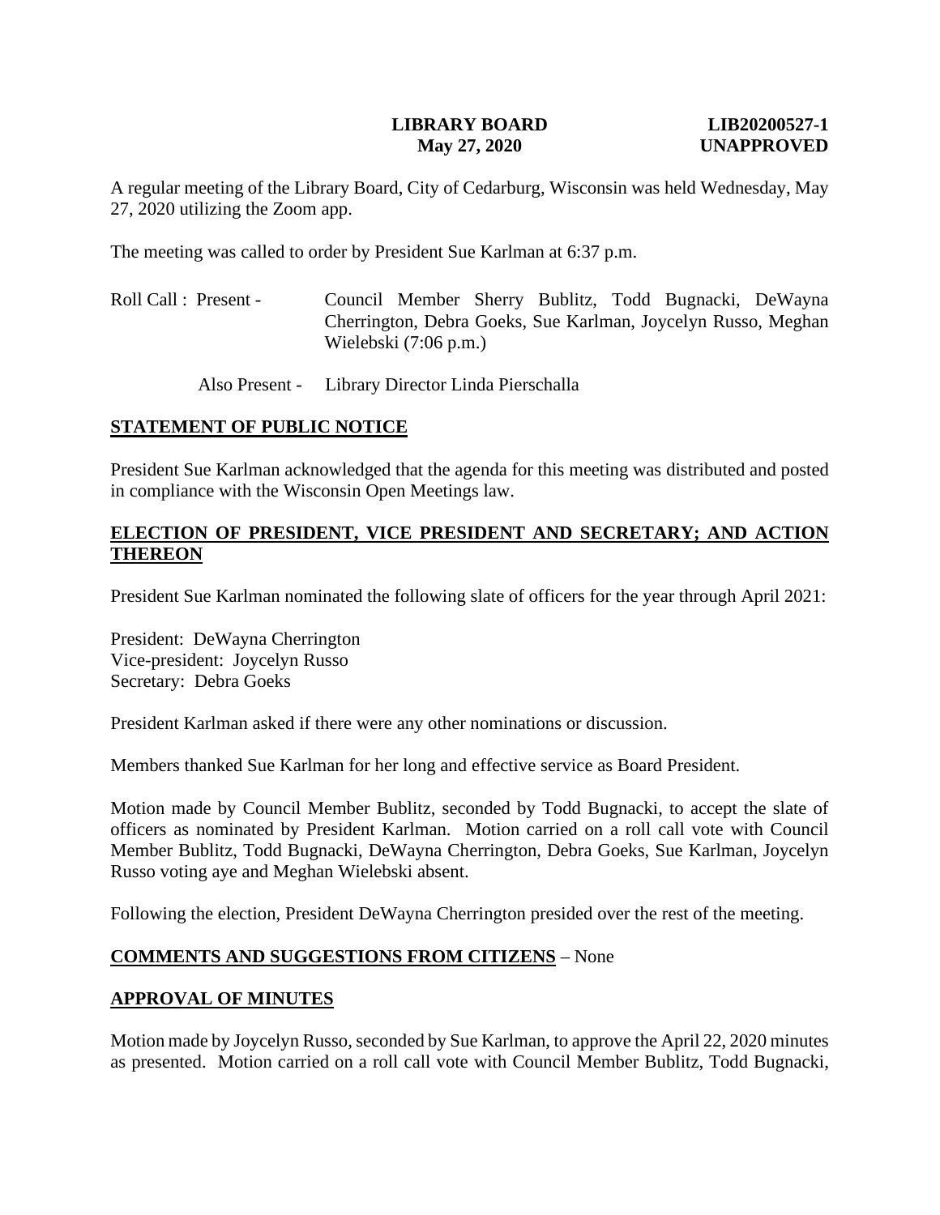**LIBRARY BOARD** **LIB20200527-1**
**May 27, 2020** **UNAPPROVED**

A regular meeting of the Library Board, City of Cedarburg, Wisconsin was held Wednesday, May 27, 2020 utilizing the Zoom app.

The meeting was called to order by President Sue Karlman at 6:37 p.m.

Roll Call : Present - Council Member Sherry Bublitz, Todd Bugnacki, DeWayna Cherrington, Debra Goeks, Sue Karlman, Joycelyn Russo, Meghan Wielebski (7:06 p.m.)

Also Present - Library Director Linda Pierschalla

## STATEMENT OF PUBLIC NOTICE

President Sue Karlman acknowledged that the agenda for this meeting was distributed and posted in compliance with the Wisconsin Open Meetings law.

## ELECTION OF PRESIDENT, VICE PRESIDENT AND SECRETARY; AND ACTION THEREON

President Sue Karlman nominated the following slate of officers for the year through April 2021:

President: DeWayna Cherrington
Vice-president: Joycelyn Russo
Secretary: Debra Goeks

President Karlman asked if there were any other nominations or discussion.

Members thanked Sue Karlman for her long and effective service as Board President.

Motion made by Council Member Bublitz, seconded by Todd Bugnacki, to accept the slate of officers as nominated by President Karlman. Motion carried on a roll call vote with Council Member Bublitz, Todd Bugnacki, DeWayna Cherrington, Debra Goeks, Sue Karlman, Joycelyn Russo voting aye and Meghan Wielebski absent.

Following the election, President DeWayna Cherrington presided over the rest of the meeting.

## COMMENTS AND SUGGESTIONS FROM CITIZENS – None

## APPROVAL OF MINUTES

Motion made by Joycelyn Russo, seconded by Sue Karlman, to approve the April 22, 2020 minutes as presented. Motion carried on a roll call vote with Council Member Bublitz, Todd Bugnacki,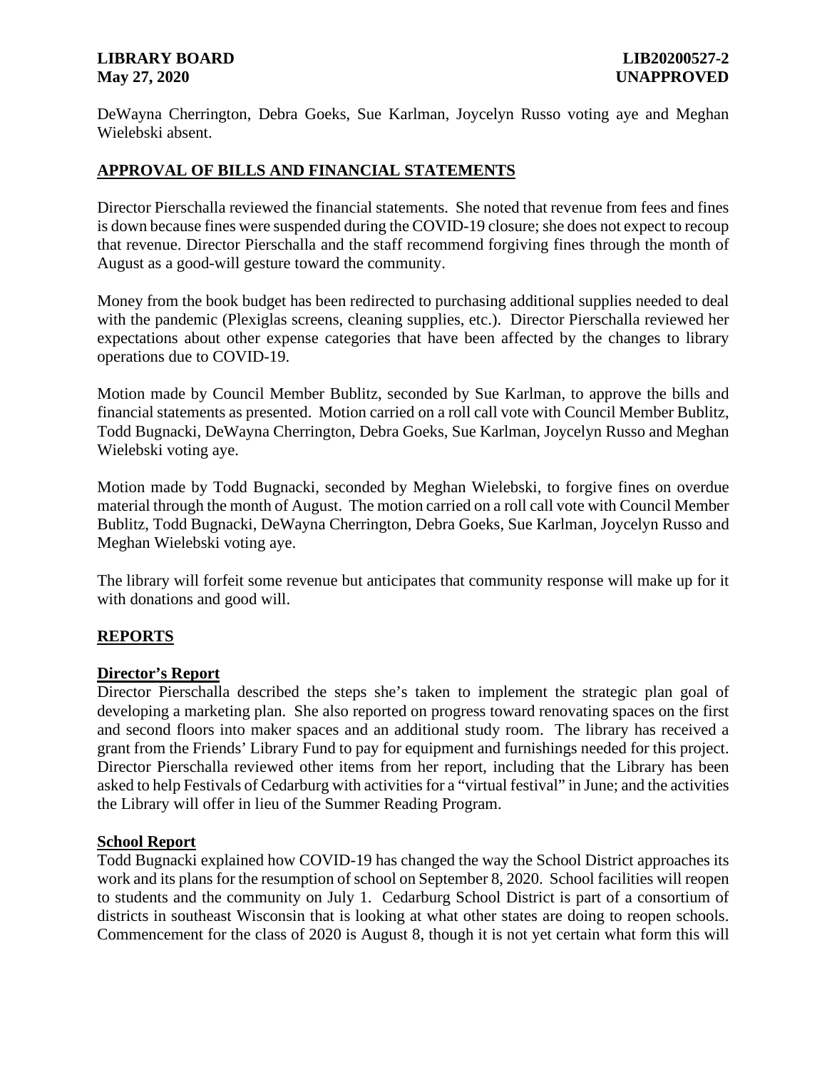DeWayna Cherrington, Debra Goeks, Sue Karlman, Joycelyn Russo voting aye and Meghan Wielebski absent.

## APPROVAL OF BILLS AND FINANCIAL STATEMENTS

Director Pierschalla reviewed the financial statements. She noted that revenue from fees and fines is down because fines were suspended during the COVID-19 closure; she does not expect to recoup that revenue. Director Pierschalla and the staff recommend forgiving fines through the month of August as a good-will gesture toward the community.

Money from the book budget has been redirected to purchasing additional supplies needed to deal with the pandemic (Plexiglas screens, cleaning supplies, etc.). Director Pierschalla reviewed her expectations about other expense categories that have been affected by the changes to library operations due to COVID-19.

Motion made by Council Member Bublitz, seconded by Sue Karlman, to approve the bills and financial statements as presented. Motion carried on a roll call vote with Council Member Bublitz, Todd Bugnacki, DeWayna Cherrington, Debra Goeks, Sue Karlman, Joycelyn Russo and Meghan Wielebski voting aye.

Motion made by Todd Bugnacki, seconded by Meghan Wielebski, to forgive fines on overdue material through the month of August. The motion carried on a roll call vote with Council Member Bublitz, Todd Bugnacki, DeWayna Cherrington, Debra Goeks, Sue Karlman, Joycelyn Russo and Meghan Wielebski voting aye.

The library will forfeit some revenue but anticipates that community response will make up for it with donations and good will.

## REPORTS

### Director's Report

Director Pierschalla described the steps she's taken to implement the strategic plan goal of developing a marketing plan. She also reported on progress toward renovating spaces on the first and second floors into maker spaces and an additional study room. The library has received a grant from the Friends' Library Fund to pay for equipment and furnishings needed for this project. Director Pierschalla reviewed other items from her report, including that the Library has been asked to help Festivals of Cedarburg with activities for a "virtual festival" in June; and the activities the Library will offer in lieu of the Summer Reading Program.

### School Report

Todd Bugnacki explained how COVID-19 has changed the way the School District approaches its work and its plans for the resumption of school on September 8, 2020. School facilities will reopen to students and the community on July 1. Cedarburg School District is part of a consortium of districts in southeast Wisconsin that is looking at what other states are doing to reopen schools. Commencement for the class of 2020 is August 8, though it is not yet certain what form this will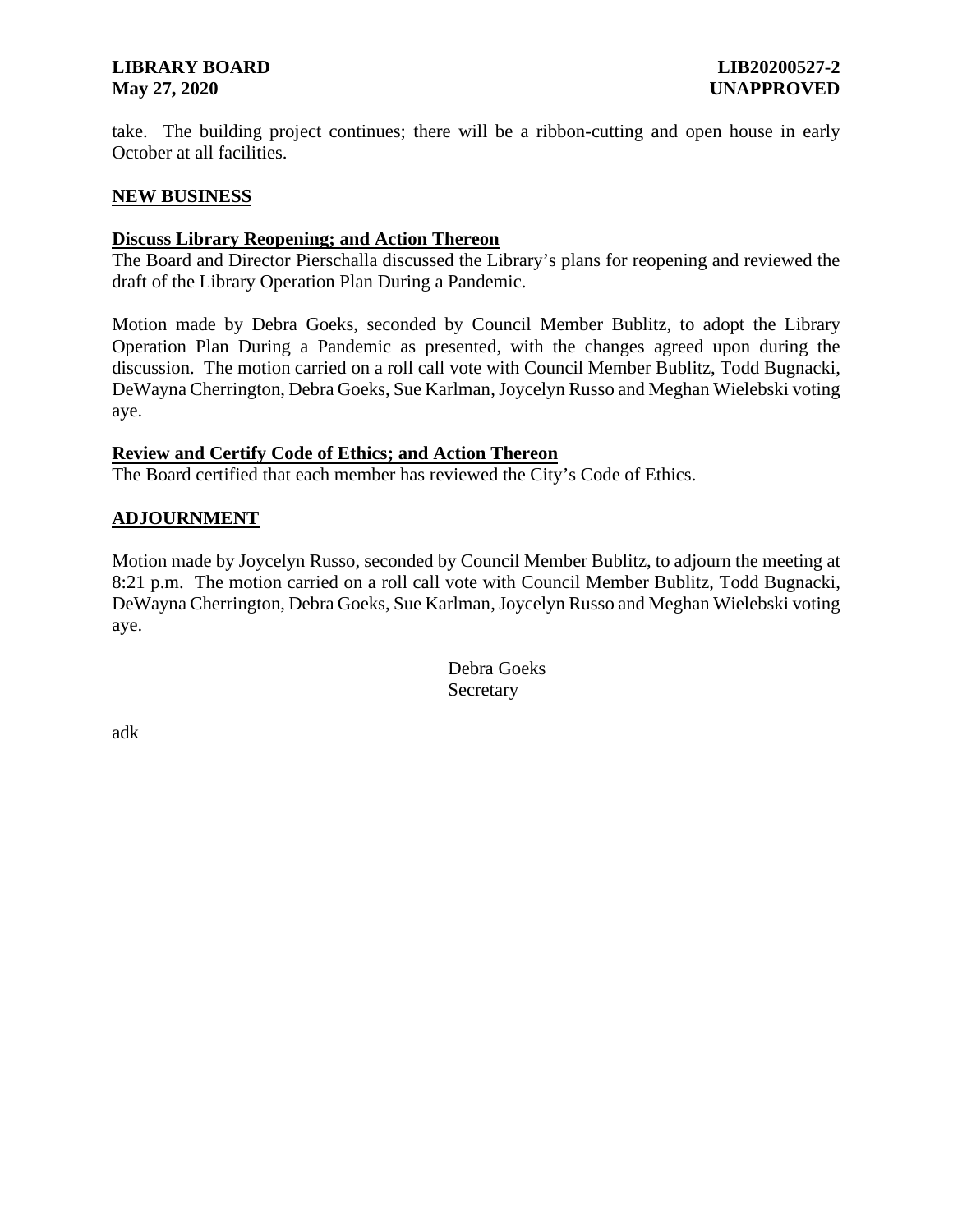take. The building project continues; there will be a ribbon-cutting and open house in early October at all facilities.

## NEW BUSINESS

### Discuss Library Reopening; and Action Thereon

The Board and Director Pierschalla discussed the Library's plans for reopening and reviewed the draft of the Library Operation Plan During a Pandemic.

Motion made by Debra Goeks, seconded by Council Member Bublitz, to adopt the Library Operation Plan During a Pandemic as presented, with the changes agreed upon during the discussion. The motion carried on a roll call vote with Council Member Bublitz, Todd Bugnacki, DeWayna Cherrington, Debra Goeks, Sue Karlman, Joycelyn Russo and Meghan Wielebski voting aye.

### Review and Certify Code of Ethics; and Action Thereon

The Board certified that each member has reviewed the City's Code of Ethics.

## ADJOURNMENT

Motion made by Joycelyn Russo, seconded by Council Member Bublitz, to adjourn the meeting at 8:21 p.m. The motion carried on a roll call vote with Council Member Bublitz, Todd Bugnacki, DeWayna Cherrington, Debra Goeks, Sue Karlman, Joycelyn Russo and Meghan Wielebski voting aye.

Debra Goeks
Secretary

adk